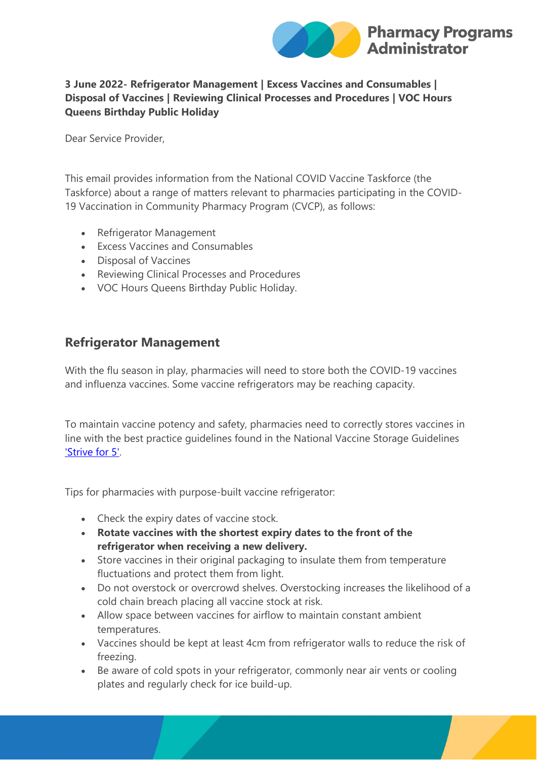**3 June 2022- Refrigerator Management | Excess Vaccines and Consumables | Disposal of Vaccines | Reviewing Clinical Processes and Procedures | VOC Hours Queens Birthday Public Holiday**

Dear Service Provider,

This email provides information from the National COVID Vaccine Taskforce (the Taskforce) about a range of matters relevant to pharmacies participating in the COVID-19 Vaccination in Community Pharmacy Program (CVCP), as follows:

- Refrigerator Management
- Excess Vaccines and Consumables
- Disposal of Vaccines
- Reviewing Clinical Processes and Procedures
- VOC Hours Queens Birthday Public Holiday.

## Refrigerator Management

With the flu season in play, pharmacies will need to store both the COVID-19 vaccines and influenza vaccines. Some vaccine refrigerators may be reaching capacity.

To maintain vaccine potency and safety, pharmacies need to correctly stores vaccines in line with the best practice guidelines found in the National Vaccine Storage Guidelines 'Strive for 5'.

Tips for pharmacies with purpose-built vaccine refrigerator:

- Check the expiry dates of vaccine stock.
- **Rotate vaccines with the shortest expiry dates to the front of the refrigerator when receiving a new delivery.**
- Store vaccines in their original packaging to insulate them from temperature fluctuations and protect them from light.
- Do not overstock or overcrowd shelves. Overstocking increases the likelihood of a cold chain breach placing all vaccine stock at risk.
- Allow space between vaccines for airflow to maintain constant ambient temperatures.
- Vaccines should be kept at least 4cm from refrigerator walls to reduce the risk of freezing.
- Be aware of cold spots in your refrigerator, commonly near air vents or cooling plates and regularly check for ice build-up.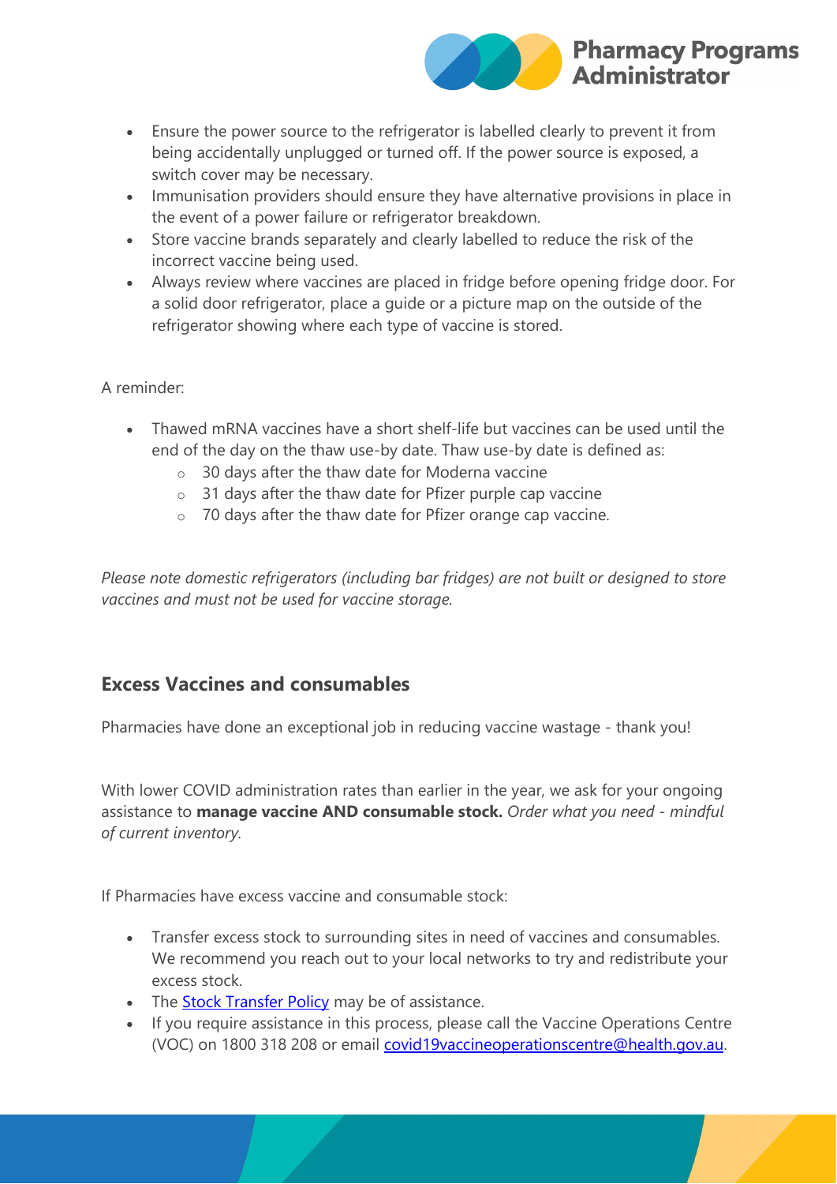- Ensure the power source to the refrigerator is labelled clearly to prevent it from being accidentally unplugged or turned off. If the power source is exposed, a switch cover may be necessary.
- Immunisation providers should ensure they have alternative provisions in place in the event of a power failure or refrigerator breakdown.
- Store vaccine brands separately and clearly labelled to reduce the risk of the incorrect vaccine being used.
- Always review where vaccines are placed in fridge before opening fridge door. For a solid door refrigerator, place a guide or a picture map on the outside of the refrigerator showing where each type of vaccine is stored.

A reminder:

- Thawed mRNA vaccines have a short shelf-life but vaccines can be used until the end of the day on the thaw use-by date. Thaw use-by date is defined as:
  - 30 days after the thaw date for Moderna vaccine
  - 31 days after the thaw date for Pfizer purple cap vaccine
  - 70 days after the thaw date for Pfizer orange cap vaccine.

*Please note domestic refrigerators (including bar fridges) are not built or designed to store vaccines and must not be used for vaccine storage.*

## Excess Vaccines and consumables

Pharmacies have done an exceptional job in reducing vaccine wastage - thank you!

With lower COVID administration rates than earlier in the year, we ask for your ongoing assistance to **manage vaccine AND consumable stock.** *Order what you need - mindful of current inventory.*

If Pharmacies have excess vaccine and consumable stock:

- Transfer excess stock to surrounding sites in need of vaccines and consumables. We recommend you reach out to your local networks to try and redistribute your excess stock.
- The [Stock Transfer Policy](#) may be of assistance.
- If you require assistance in this process, please call the Vaccine Operations Centre (VOC) on 1800 318 208 or email [covid19vaccineoperationscentre@health.gov.au](mailto:covid19vaccineoperationscentre@health.gov.au).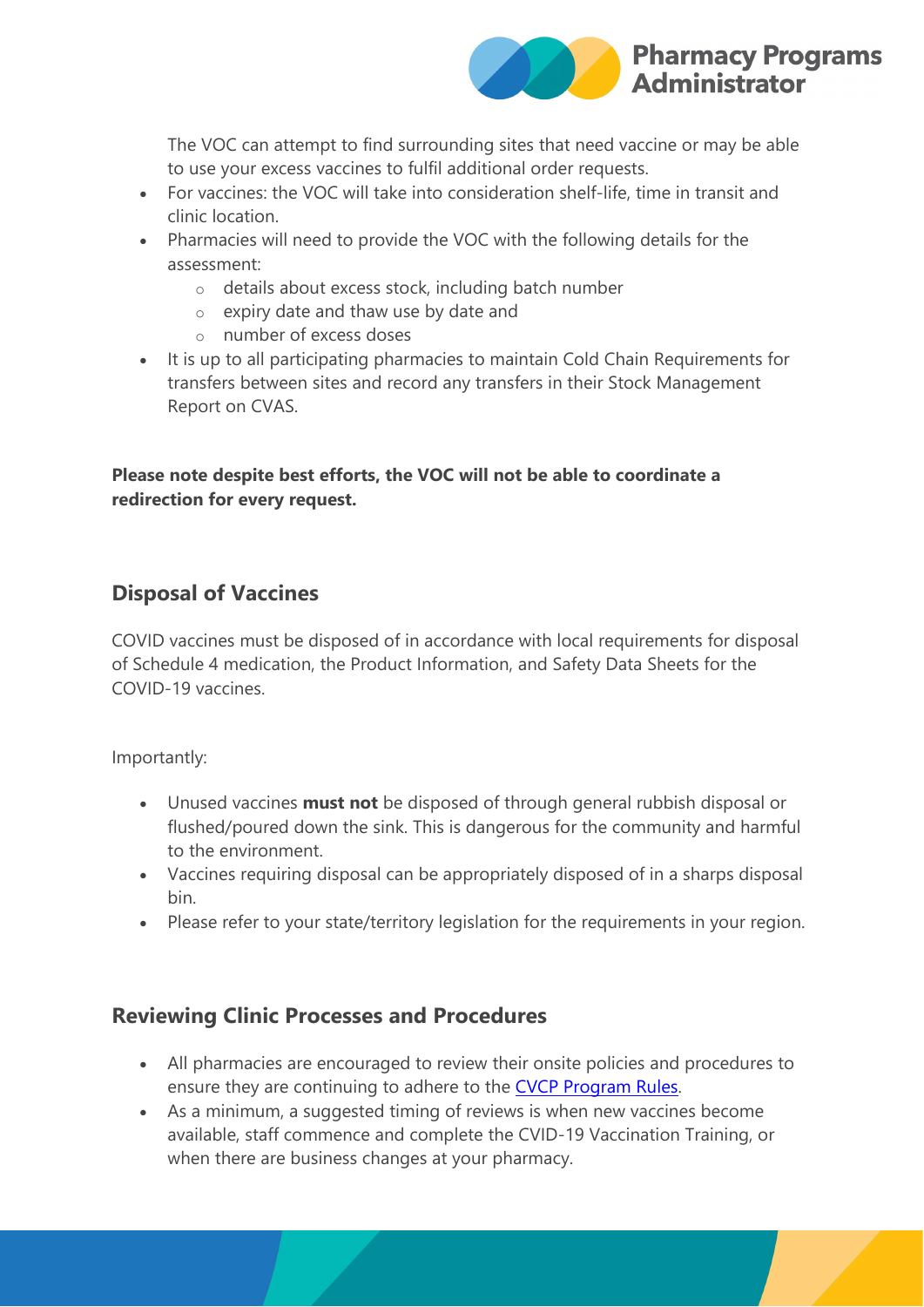The VOC can attempt to find surrounding sites that need vaccine or may be able to use your excess vaccines to fulfil additional order requests.

- For vaccines: the VOC will take into consideration shelf-life, time in transit and clinic location.
- Pharmacies will need to provide the VOC with the following details for the assessment:
  - details about excess stock, including batch number
  - expiry date and thaw use by date and
  - number of excess doses
- It is up to all participating pharmacies to maintain Cold Chain Requirements for transfers between sites and record any transfers in their Stock Management Report on CVAS.

**Please note despite best efforts, the VOC will not be able to coordinate a redirection for every request.**

## Disposal of Vaccines

COVID vaccines must be disposed of in accordance with local requirements for disposal of Schedule 4 medication, the Product Information, and Safety Data Sheets for the COVID-19 vaccines.

Importantly:

- Unused vaccines **must not** be disposed of through general rubbish disposal or flushed/poured down the sink. This is dangerous for the community and harmful to the environment.
- Vaccines requiring disposal can be appropriately disposed of in a sharps disposal bin.
- Please refer to your state/territory legislation for the requirements in your region.

## Reviewing Clinic Processes and Procedures

- All pharmacies are encouraged to review their onsite policies and procedures to ensure they are continuing to adhere to the CVCP Program Rules.
- As a minimum, a suggested timing of reviews is when new vaccines become available, staff commence and complete the CVID-19 Vaccination Training, or when there are business changes at your pharmacy.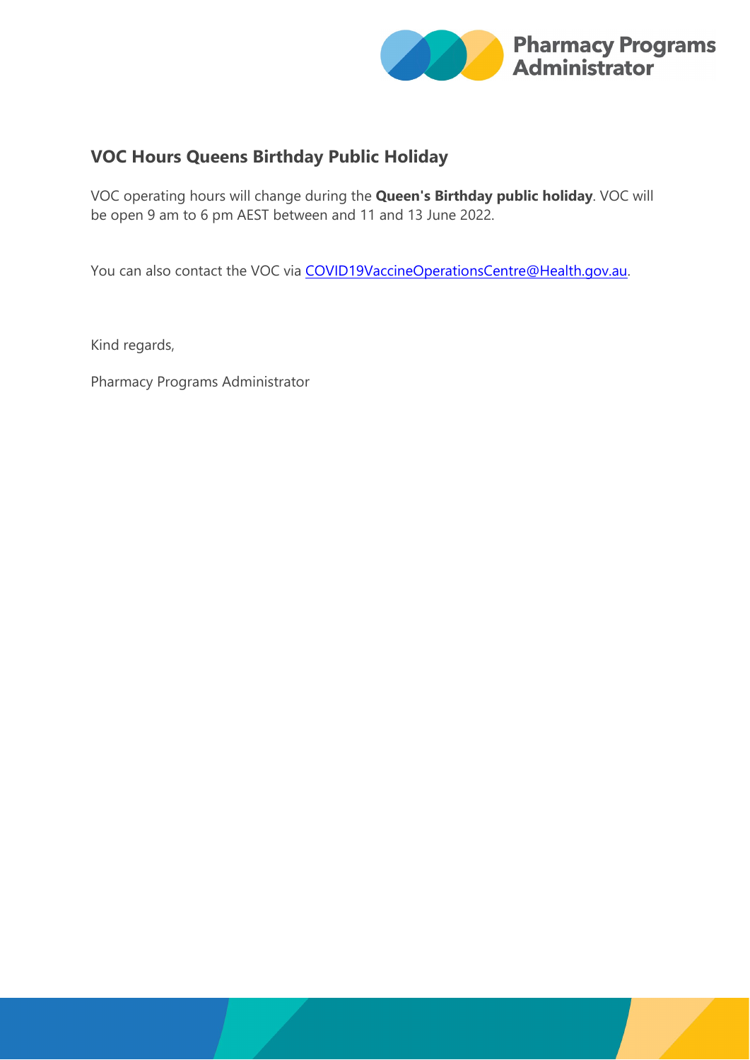## VOC Hours Queens Birthday Public Holiday

VOC operating hours will change during the **Queen's Birthday public holiday**. VOC will be open 9 am to 6 pm AEST between and 11 and 13 June 2022.

You can also contact the VOC via COVID19VaccineOperationsCentre@Health.gov.au.

Kind regards,

Pharmacy Programs Administrator